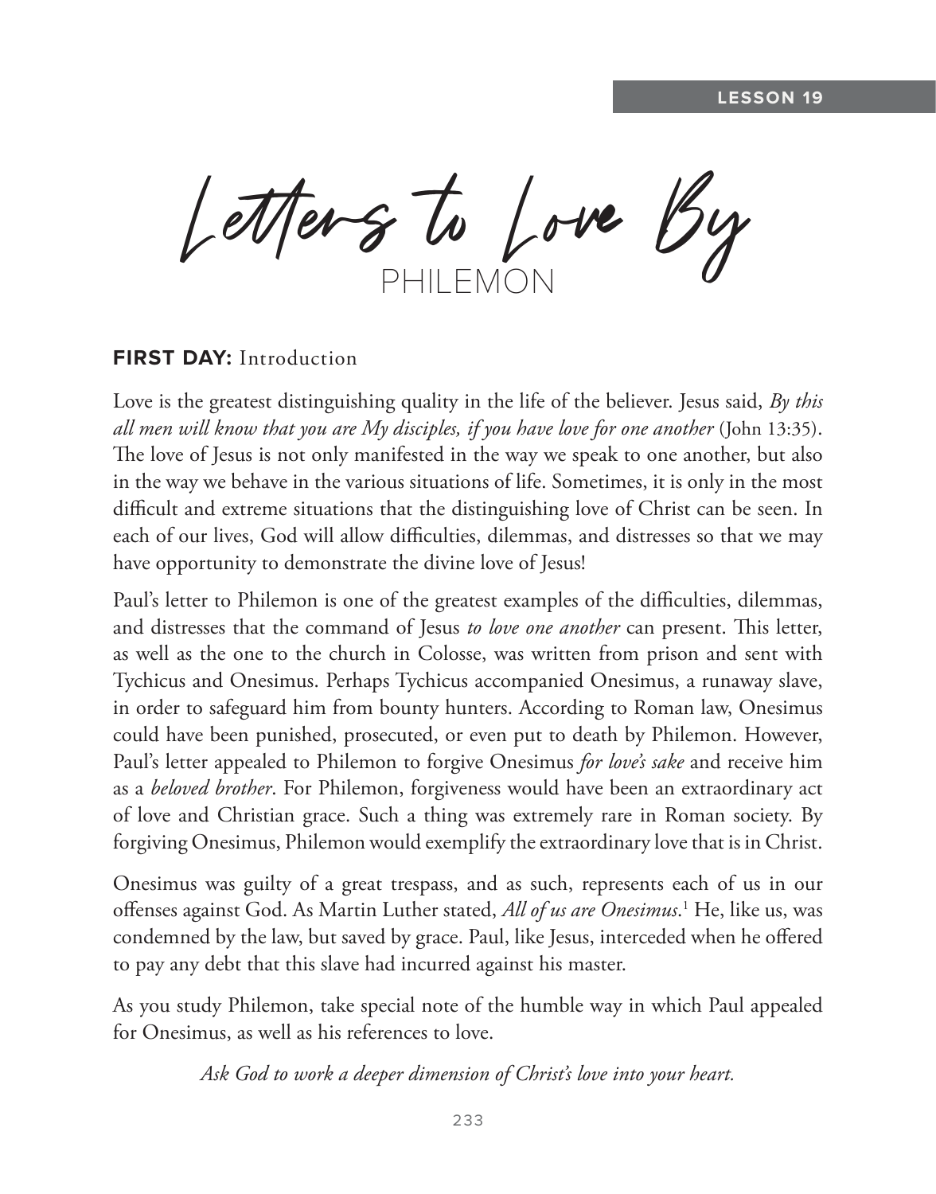LESSON 19

# Letters to Love By

## PHILEMON

**FIRST DAY:** Introduction

Love is the greatest distinguishing quality in the life of the believer. Jesus said, *By this all men will know that you are My disciples, if you have love for one another* (John 13:35). The love of Jesus is not only manifested in the way we speak to one another, but also in the way we behave in the various situations of life. Sometimes, it is only in the most difficult and extreme situations that the distinguishing love of Christ can be seen. In each of our lives, God will allow difficulties, dilemmas, and distresses so that we may have opportunity to demonstrate the divine love of Jesus!

Paul's letter to Philemon is one of the greatest examples of the difficulties, dilemmas, and distresses that the command of Jesus *to love one another* can present. This letter, as well as the one to the church in Colosse, was written from prison and sent with Tychicus and Onesimus. Perhaps Tychicus accompanied Onesimus, a runaway slave, in order to safeguard him from bounty hunters. According to Roman law, Onesimus could have been punished, prosecuted, or even put to death by Philemon. However, Paul's letter appealed to Philemon to forgive Onesimus *for love's sake* and receive him as a *beloved brother*. For Philemon, forgiveness would have been an extraordinary act of love and Christian grace. Such a thing was extremely rare in Roman society. By forgiving Onesimus, Philemon would exemplify the extraordinary love that is in Christ.

Onesimus was guilty of a great trespass, and as such, represents each of us in our offenses against God. As Martin Luther stated, *All of us are Onesimus*.[1] He, like us, was condemned by the law, but saved by grace. Paul, like Jesus, interceded when he offered to pay any debt that this slave had incurred against his master.

As you study Philemon, take special note of the humble way in which Paul appealed for Onesimus, as well as his references to love.

*Ask God to work a deeper dimension of Christ's love into your heart.*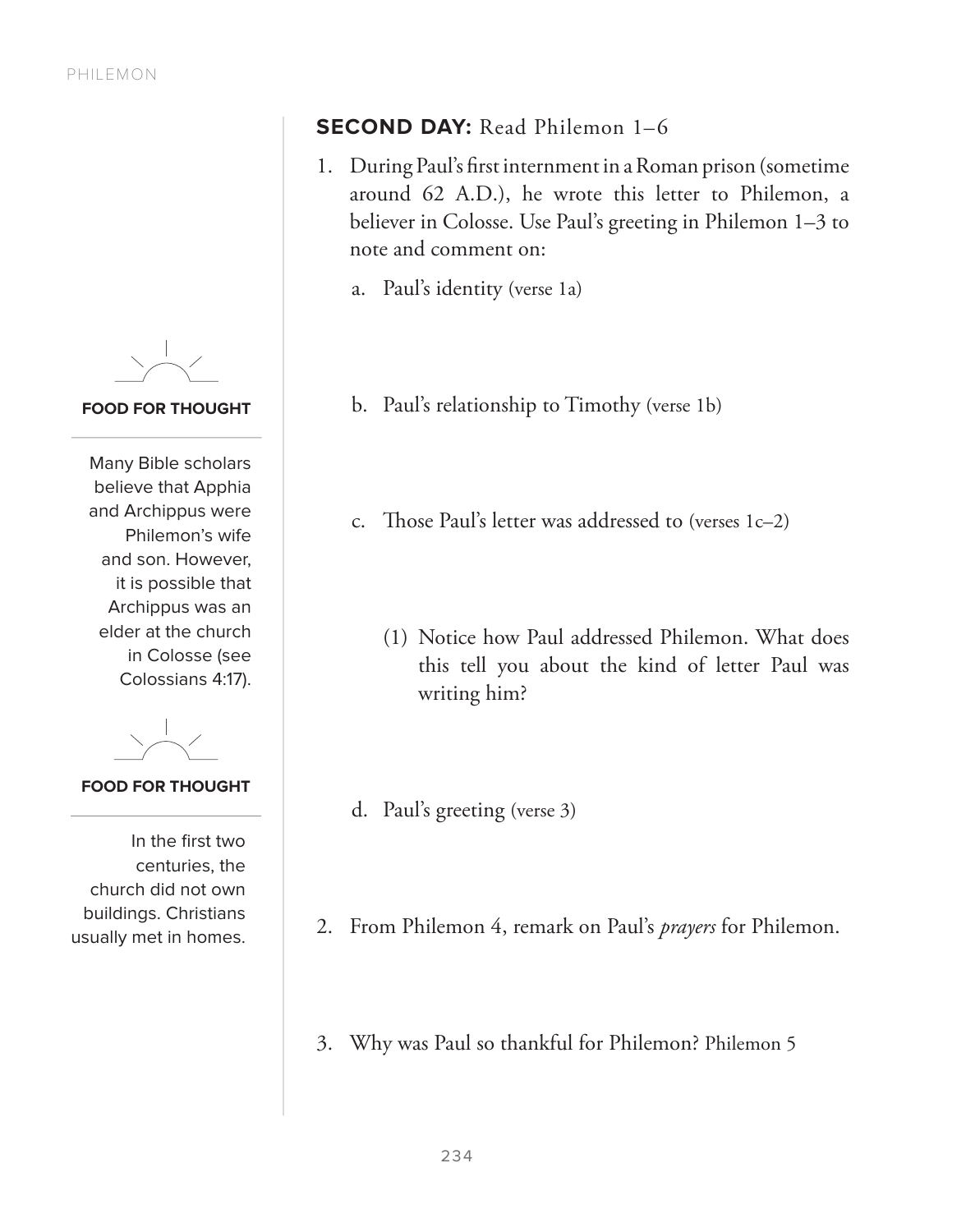## SECOND DAY: Read Philemon 1–6

1. During Paul's first internment in a Roman prison (sometime around 62 A.D.), he wrote this letter to Philemon, a believer in Colosse. Use Paul's greeting in Philemon 1–3 to note and comment on:

   a. Paul's identity (verse 1a)

   b. Paul's relationship to Timothy (verse 1b)

   c. Those Paul's letter was addressed to (verses 1c–2)

      (1) Notice how Paul addressed Philemon. What does this tell you about the kind of letter Paul was writing him?

   d. Paul's greeting (verse 3)

2. From Philemon 4, remark on Paul's *prayers* for Philemon.

3. Why was Paul so thankful for Philemon? Philemon 5

**FOOD FOR THOUGHT**

Many Bible scholars believe that Apphia and Archippus were Philemon's wife and son. However, it is possible that Archippus was an elder at the church in Colosse (see Colossians 4:17).

**FOOD FOR THOUGHT**

In the first two centuries, the church did not own buildings. Christians usually met in homes.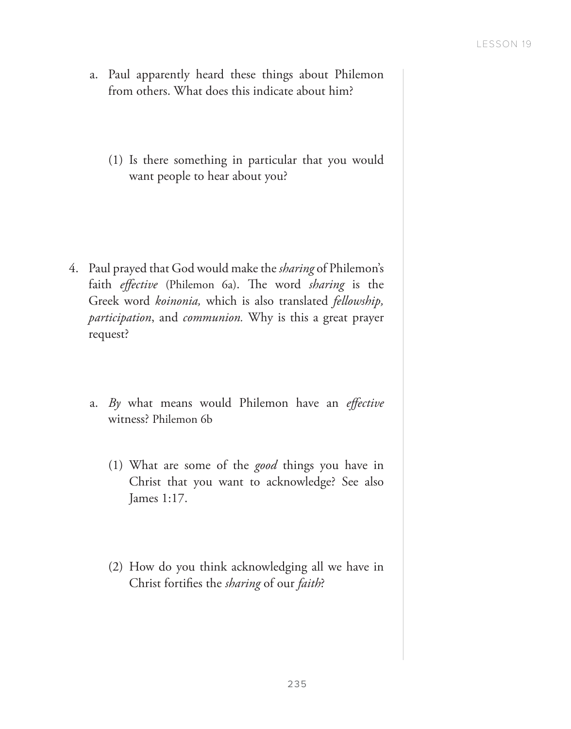a. Paul apparently heard these things about Philemon from others. What does this indicate about him?

(1) Is there something in particular that you would want people to hear about you?

4. Paul prayed that God would make the *sharing* of Philemon's faith *effective* (Philemon 6a). The word *sharing* is the Greek word *koinonia,* which is also translated *fellowship, participation*, and *communion.* Why is this a great prayer request?

a. *By* what means would Philemon have an *effective* witness? Philemon 6b

(1) What are some of the *good* things you have in Christ that you want to acknowledge? See also James 1:17.

(2) How do you think acknowledging all we have in Christ fortifies the *sharing* of our *faith*?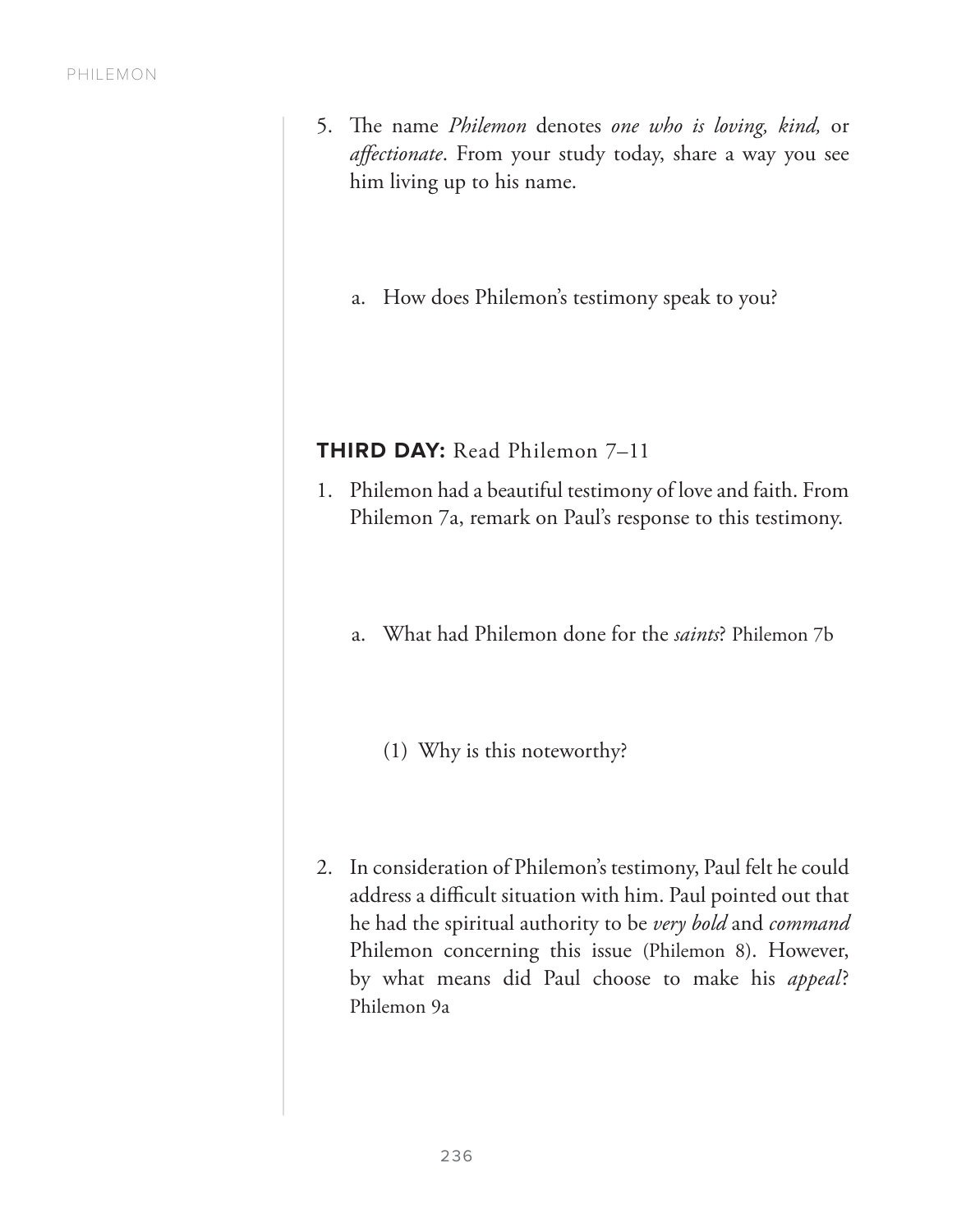5. The name *Philemon* denotes *one who is loving, kind,* or *affectionate*. From your study today, share a way you see him living up to his name.

   a. How does Philemon's testimony speak to you?

**THIRD DAY:** Read Philemon 7–11

1. Philemon had a beautiful testimony of love and faith. From Philemon 7a, remark on Paul's response to this testimony.

   a. What had Philemon done for the *saints*? Philemon 7b

      (1) Why is this noteworthy?

2. In consideration of Philemon's testimony, Paul felt he could address a difficult situation with him. Paul pointed out that he had the spiritual authority to be *very bold* and *command* Philemon concerning this issue (Philemon 8). However, by what means did Paul choose to make his *appeal*? Philemon 9a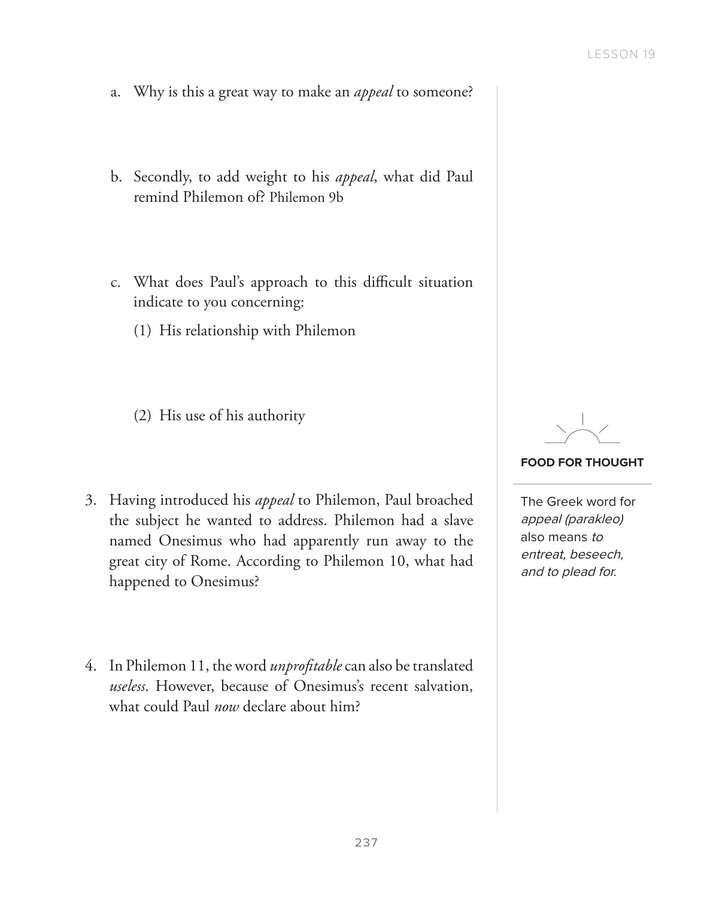a. Why is this a great way to make an *appeal* to someone?

b. Secondly, to add weight to his *appeal*, what did Paul remind Philemon of? Philemon 9b

c. What does Paul's approach to this difficult situation indicate to you concerning:

(1) His relationship with Philemon

(2) His use of his authority

3. Having introduced his *appeal* to Philemon, Paul broached the subject he wanted to address. Philemon had a slave named Onesimus who had apparently run away to the great city of Rome. According to Philemon 10, what had happened to Onesimus?

4. In Philemon 11, the word *unprofitable* can also be translated *useless*. However, because of Onesimus's recent salvation, what could Paul *now* declare about him?

**FOOD FOR THOUGHT**

The Greek word for *appeal (parakleo)* also means *to entreat, beseech, and to plead for.*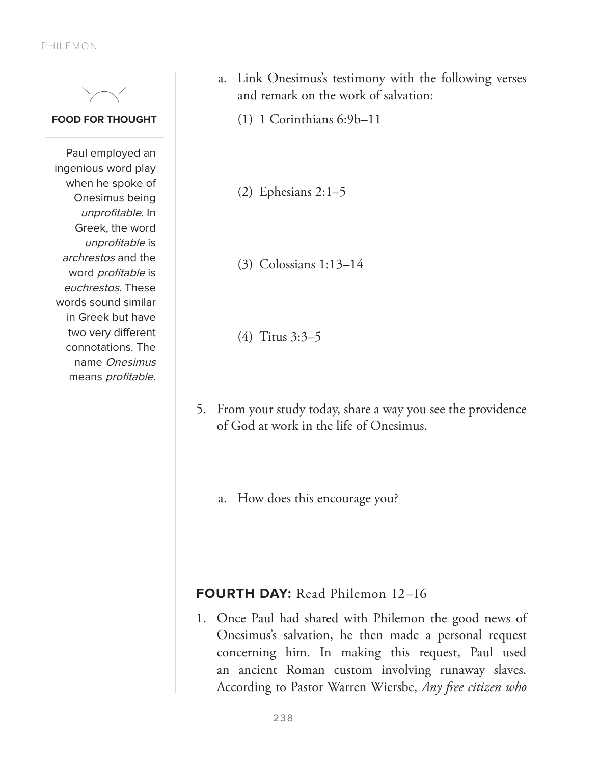a. Link Onesimus's testimony with the following verses and remark on the work of salvation:

(1) 1 Corinthians 6:9b–11

(2) Ephesians 2:1–5

(3) Colossians 1:13–14

(4) Titus 3:3–5

5. From your study today, share a way you see the providence of God at work in the life of Onesimus.

a. How does this encourage you?

**FOOD FOR THOUGHT**

Paul employed an ingenious word play when he spoke of Onesimus being *unprofitable*. In Greek, the word *unprofitable* is *archrestos* and the word *profitable* is *euchrestos*. These words sound similar in Greek but have two very different connotations. The name *Onesimus* means *profitable*.

**FOURTH DAY:** Read Philemon 12–16

1. Once Paul had shared with Philemon the good news of Onesimus's salvation, he then made a personal request concerning him. In making this request, Paul used an ancient Roman custom involving runaway slaves. According to Pastor Warren Wiersbe, *Any free citizen who*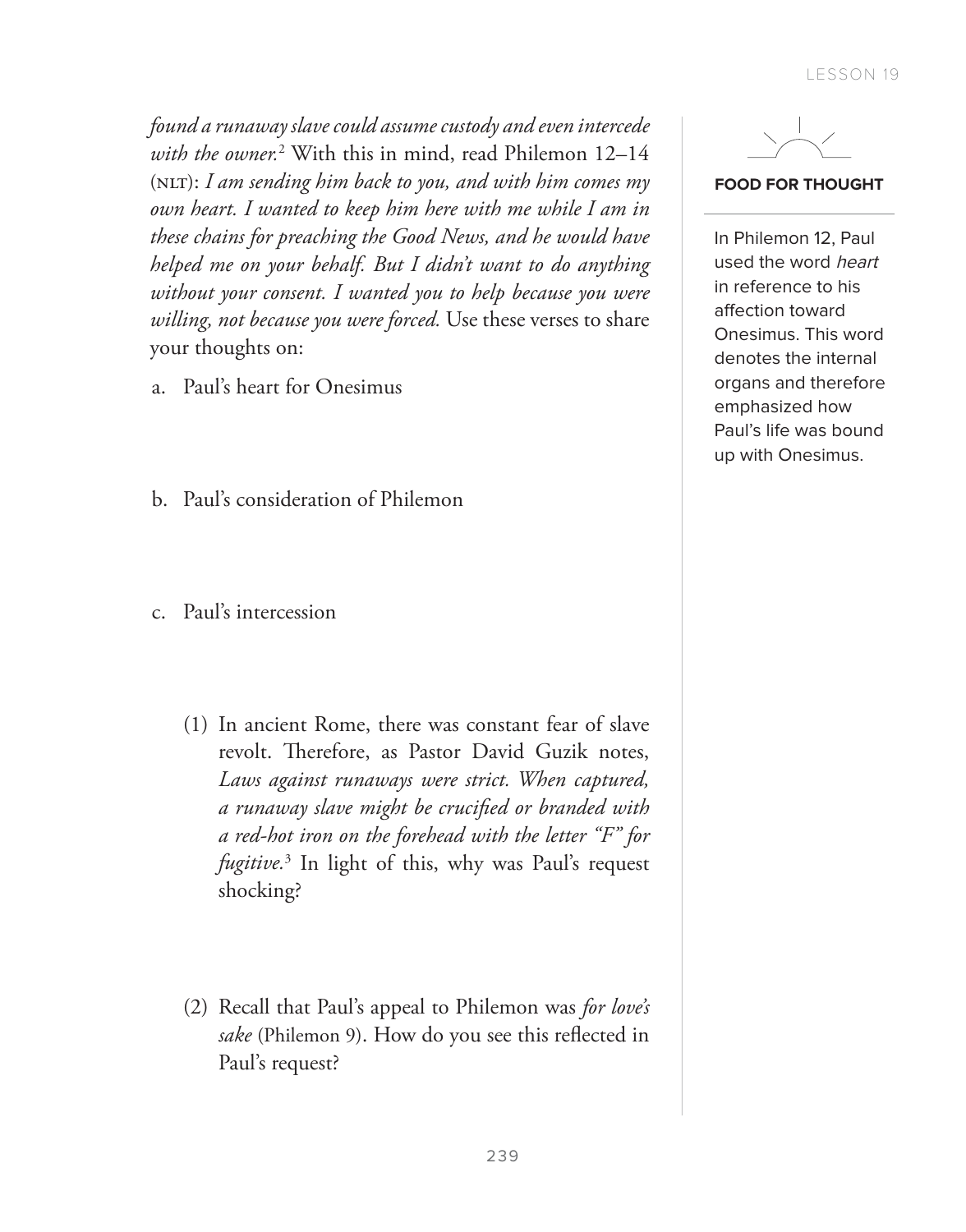*found a runaway slave could assume custody and even intercede with the owner.*[2] With this in mind, read Philemon 12–14 (NLT): *I am sending him back to you, and with him comes my own heart. I wanted to keep him here with me while I am in these chains for preaching the Good News, and he would have helped me on your behalf. But I didn't want to do anything without your consent. I wanted you to help because you were willing, not because you were forced.* Use these verses to share your thoughts on:

a. Paul's heart for Onesimus

b. Paul's consideration of Philemon

c. Paul's intercession

(1) In ancient Rome, there was constant fear of slave revolt. Therefore, as Pastor David Guzik notes, *Laws against runaways were strict. When captured, a runaway slave might be crucified or branded with a red-hot iron on the forehead with the letter "F" for fugitive.*[3] In light of this, why was Paul's request shocking?

(2) Recall that Paul's appeal to Philemon was *for love's sake* (Philemon 9). How do you see this reflected in Paul's request?

**FOOD FOR THOUGHT**

In Philemon 12, Paul used the word *heart* in reference to his affection toward Onesimus. This word denotes the internal organs and therefore emphasized how Paul's life was bound up with Onesimus.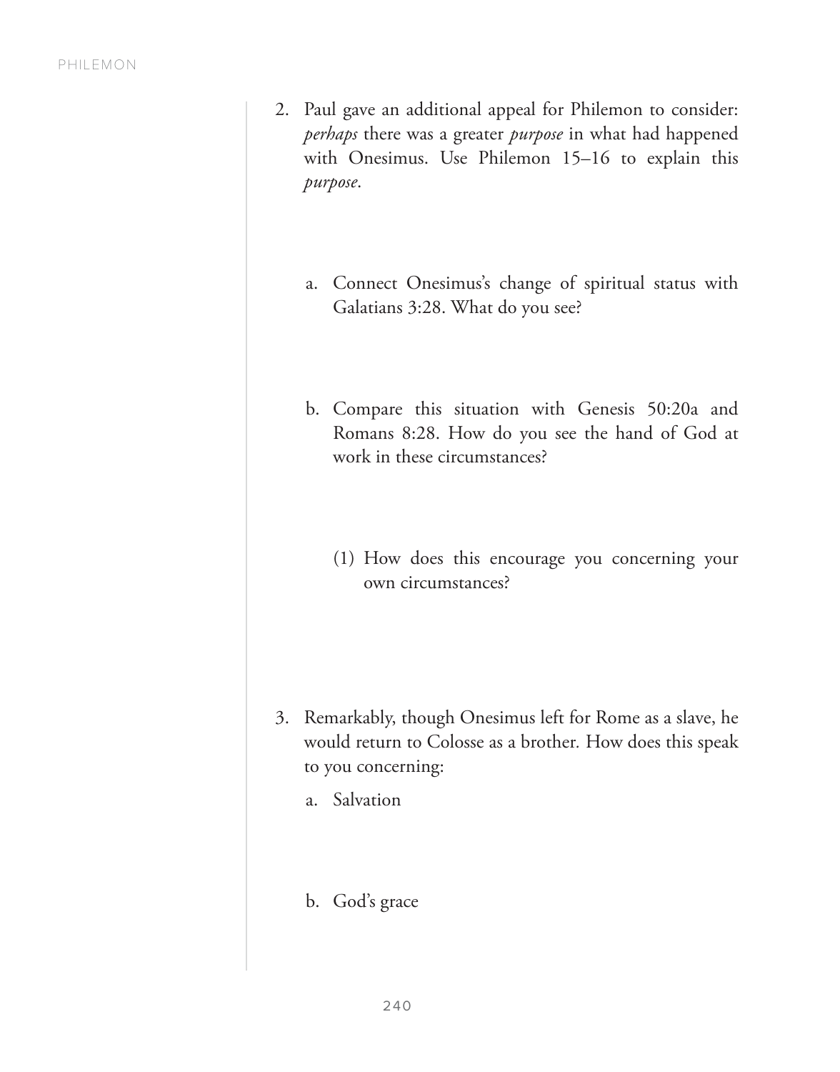2. Paul gave an additional appeal for Philemon to consider: *perhaps* there was a greater *purpose* in what had happened with Onesimus. Use Philemon 15–16 to explain this *purpose*.

   a. Connect Onesimus's change of spiritual status with Galatians 3:28. What do you see?

   b. Compare this situation with Genesis 50:20a and Romans 8:28. How do you see the hand of God at work in these circumstances?

      (1) How does this encourage you concerning your own circumstances?

3. Remarkably, though Onesimus left for Rome as a slave, he would return to Colosse as a brother. How does this speak to you concerning:

   a. Salvation

   b. God's grace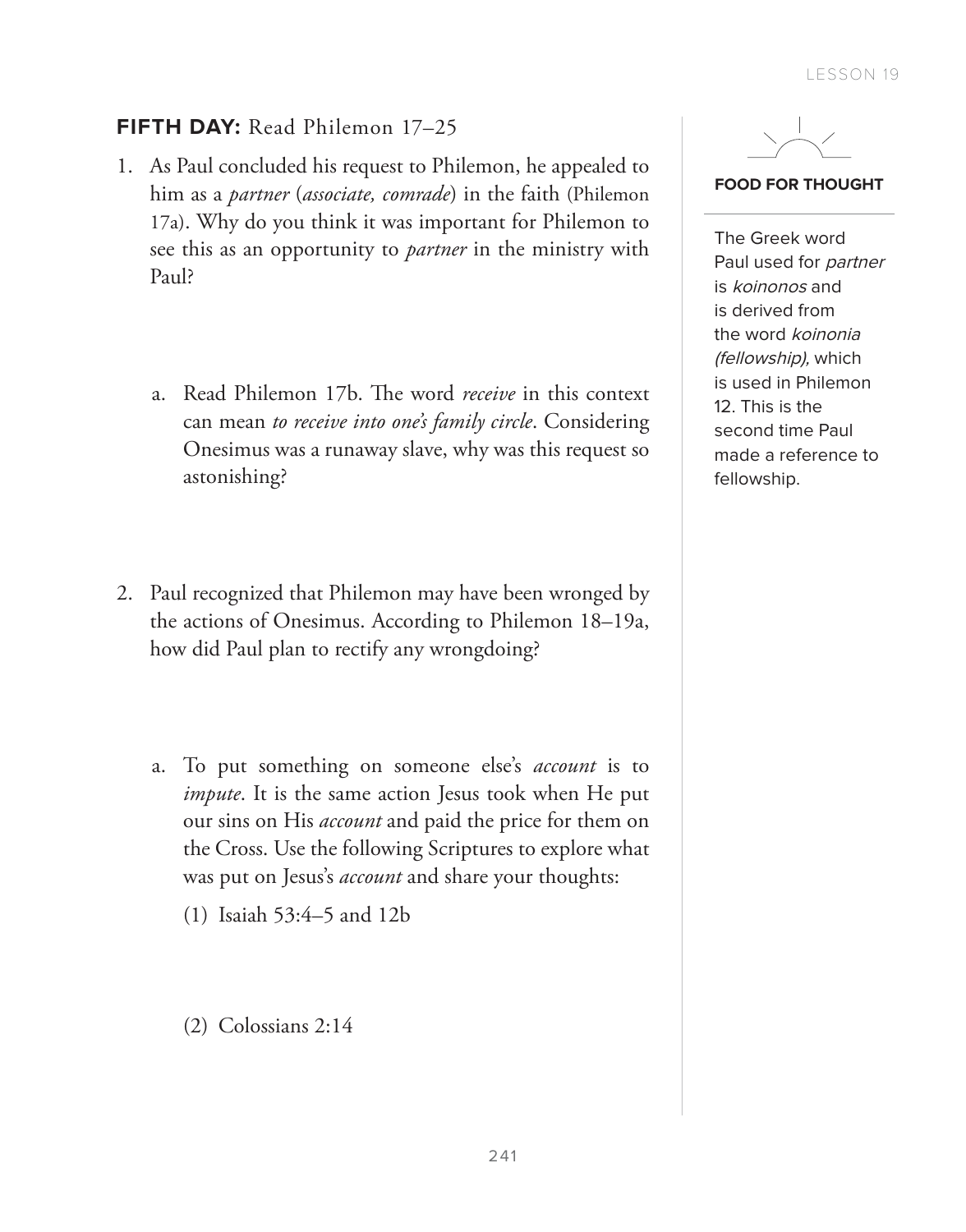**FIFTH DAY:** Read Philemon 17–25

1. As Paul concluded his request to Philemon, he appealed to him as a *partner* (*associate, comrade*) in the faith (Philemon 17a). Why do you think it was important for Philemon to see this as an opportunity to *partner* in the ministry with Paul?

   a. Read Philemon 17b. The word *receive* in this context can mean *to receive into one's family circle*. Considering Onesimus was a runaway slave, why was this request so astonishing?

2. Paul recognized that Philemon may have been wronged by the actions of Onesimus. According to Philemon 18–19a, how did Paul plan to rectify any wrongdoing?

   a. To put something on someone else's *account* is to *impute*. It is the same action Jesus took when He put our sins on His *account* and paid the price for them on the Cross. Use the following Scriptures to explore what was put on Jesus's *account* and share your thoughts:

      (1) Isaiah 53:4–5 and 12b

      (2) Colossians 2:14

**FOOD FOR THOUGHT**

The Greek word Paul used for *partner* is *koinonos* and is derived from the word *koinonia (fellowship),* which is used in Philemon 12. This is the second time Paul made a reference to fellowship.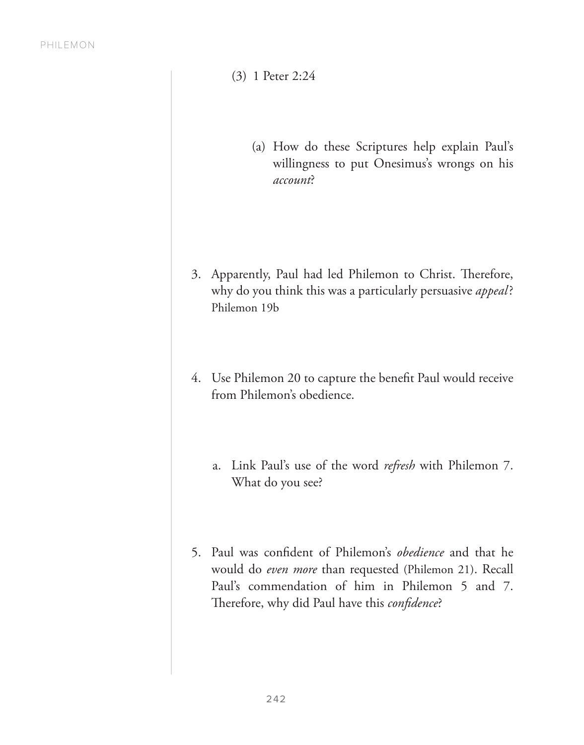(3) 1 Peter 2:24

(a) How do these Scriptures help explain Paul's willingness to put Onesimus's wrongs on his *account*?

3. Apparently, Paul had led Philemon to Christ. Therefore, why do you think this was a particularly persuasive *appeal*? Philemon 19b

4. Use Philemon 20 to capture the benefit Paul would receive from Philemon's obedience.

   a. Link Paul's use of the word *refresh* with Philemon 7. What do you see?

5. Paul was confident of Philemon's *obedience* and that he would do *even more* than requested (Philemon 21). Recall Paul's commendation of him in Philemon 5 and 7. Therefore, why did Paul have this *confidence*?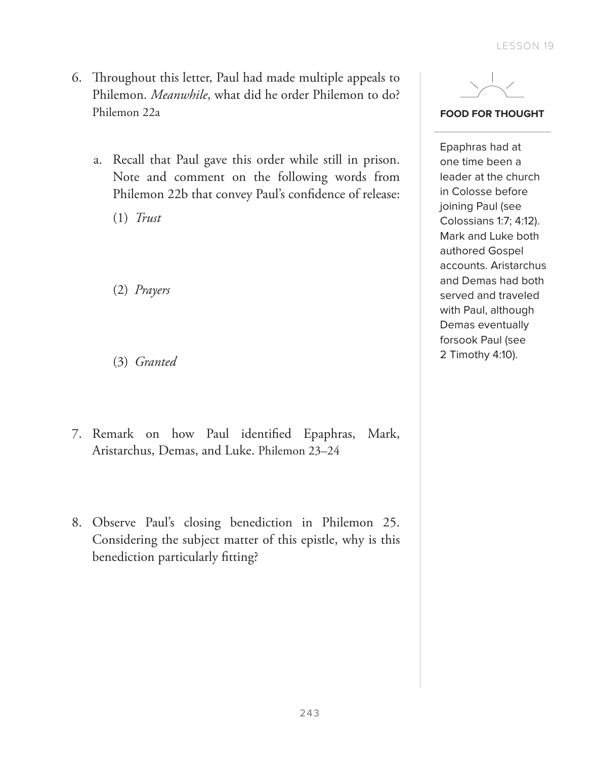6. Throughout this letter, Paul had made multiple appeals to Philemon. *Meanwhile*, what did he order Philemon to do? Philemon 22a

   a. Recall that Paul gave this order while still in prison. Note and comment on the following words from Philemon 22b that convey Paul's confidence of release:

      (1) *Trust*

      (2) *Prayers*

      (3) *Granted*

7. Remark on how Paul identified Epaphras, Mark, Aristarchus, Demas, and Luke. Philemon 23–24

8. Observe Paul's closing benediction in Philemon 25. Considering the subject matter of this epistle, why is this benediction particularly fitting?

**FOOD FOR THOUGHT**

Epaphras had at one time been a leader at the church in Colosse before joining Paul (see Colossians 1:7; 4:12). Mark and Luke both authored Gospel accounts. Aristarchus and Demas had both served and traveled with Paul, although Demas eventually forsook Paul (see 2 Timothy 4:10).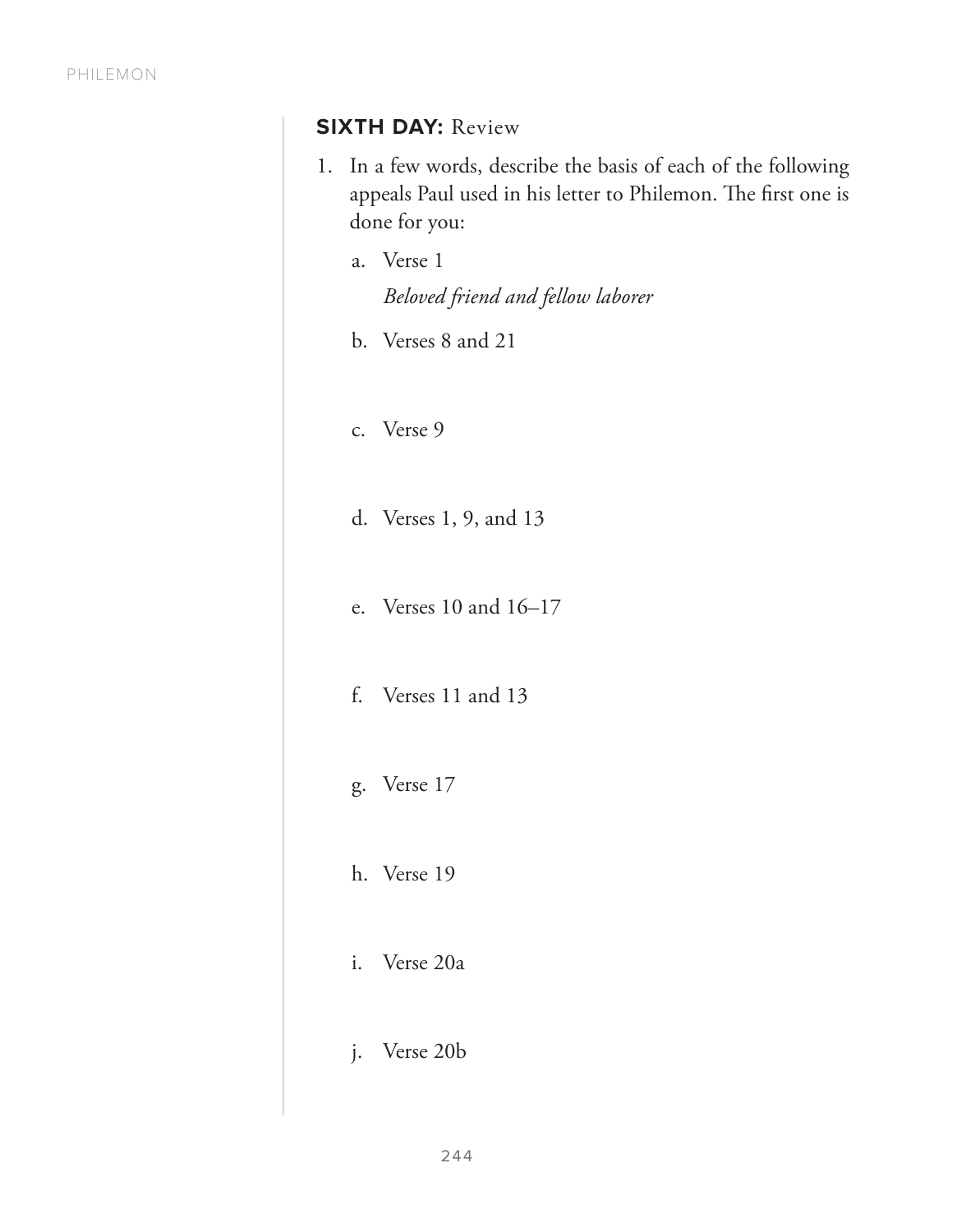**SIXTH DAY:** Review

1. In a few words, describe the basis of each of the following appeals Paul used in his letter to Philemon. The first one is done for you:

   a. Verse 1

      *Beloved friend and fellow laborer*

   b. Verses 8 and 21

   c. Verse 9

   d. Verses 1, 9, and 13

   e. Verses 10 and 16–17

   f. Verses 11 and 13

   g. Verse 17

   h. Verse 19

   i. Verse 20a

   j. Verse 20b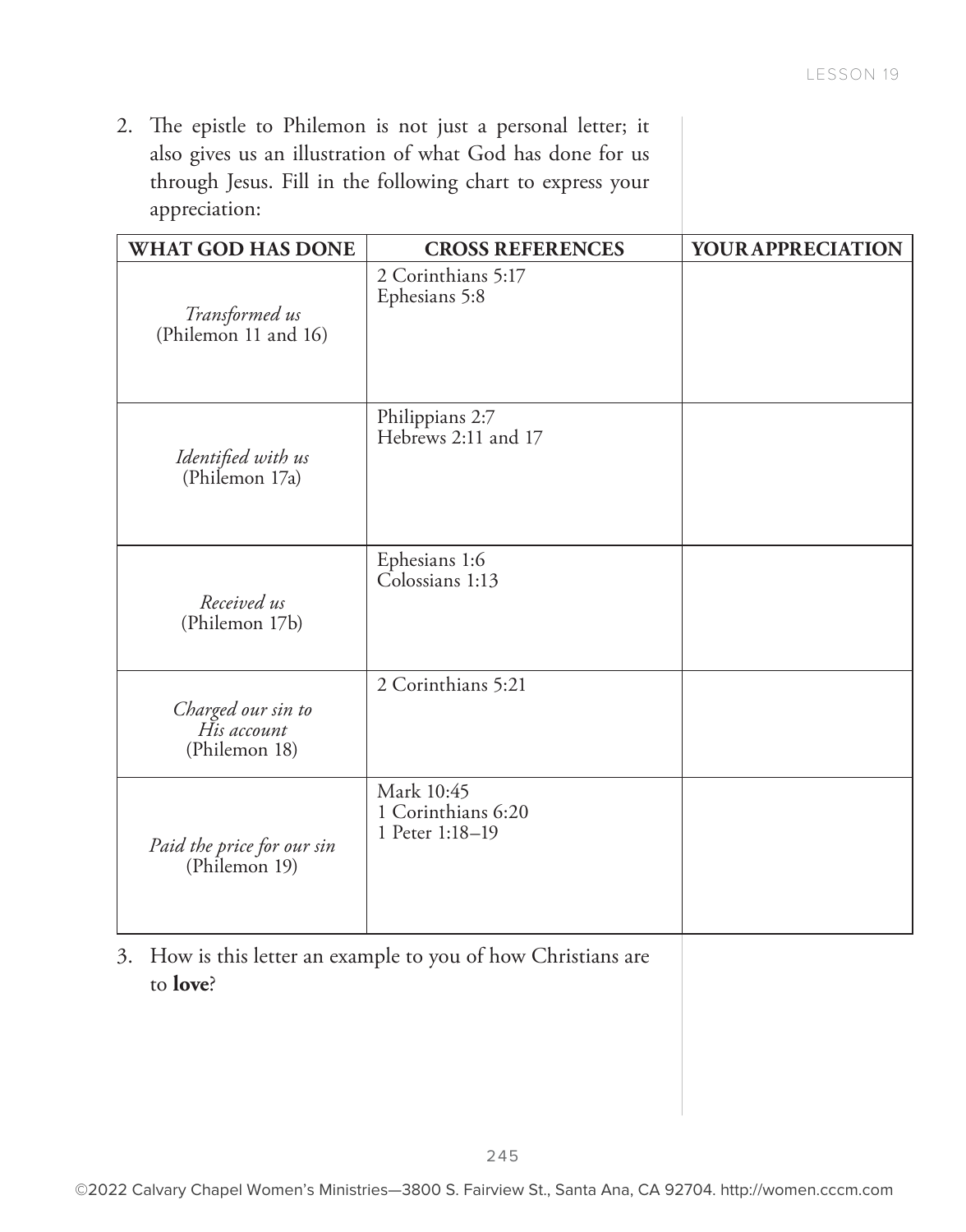2. The epistle to Philemon is not just a personal letter; it also gives us an illustration of what God has done for us through Jesus. Fill in the following chart to express your appreciation:

| WHAT GOD HAS DONE | CROSS REFERENCES | YOUR APPRECIATION |
|---|---|---|
| *Transformed us* (Philemon 11 and 16) | 2 Corinthians 5:17<br>Ephesians 5:8 | |
| *Identified with us* (Philemon 17a) | Philippians 2:7<br>Hebrews 2:11 and 17 | |
| *Received us* (Philemon 17b) | Ephesians 1:6<br>Colossians 1:13 | |
| *Charged our sin to His account* (Philemon 18) | 2 Corinthians 5:21 | |
| *Paid the price for our sin* (Philemon 19) | Mark 10:45<br>1 Corinthians 6:20<br>1 Peter 1:18–19 | |

3. How is this letter an example to you of how Christians are to **love**?

©2022 Calvary Chapel Women's Ministries—3800 S. Fairview St., Santa Ana, CA 92704. http://women.cccm.com